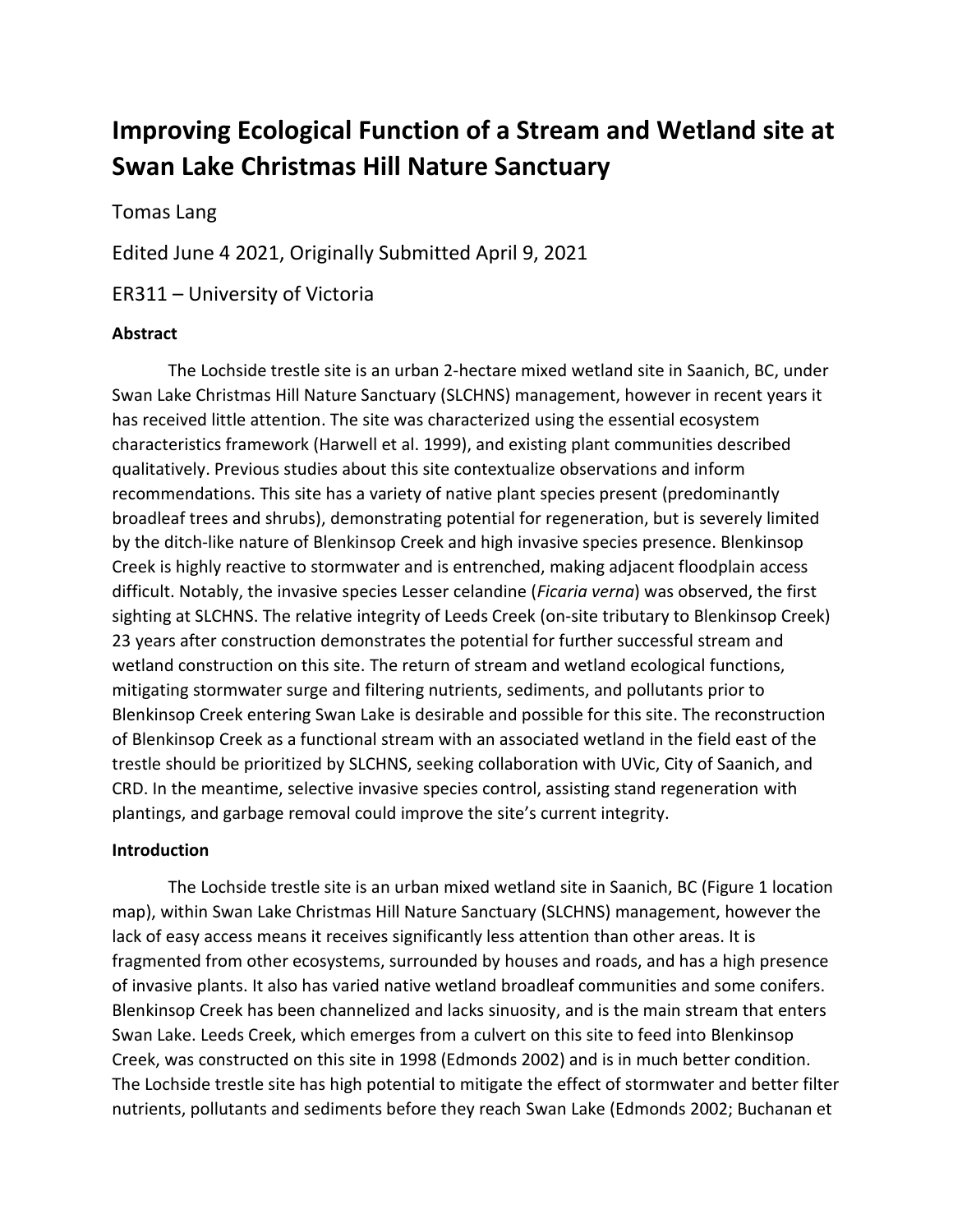# Improving Ecological Function of a Stream and Wetland site at Swan Lake Christmas Hill Nature Sanctuary

Tomas Lang

Edited June 4 2021, Originally Submitted April 9, 2021

ER311 – University of Victoria

**Abstract**

The Lochside trestle site is an urban 2-hectare mixed wetland site in Saanich, BC, under Swan Lake Christmas Hill Nature Sanctuary (SLCHNS) management, however in recent years it has received little attention. The site was characterized using the essential ecosystem characteristics framework (Harwell et al. 1999), and existing plant communities described qualitatively. Previous studies about this site contextualize observations and inform recommendations. This site has a variety of native plant species present (predominantly broadleaf trees and shrubs), demonstrating potential for regeneration, but is severely limited by the ditch-like nature of Blenkinsop Creek and high invasive species presence. Blenkinsop Creek is highly reactive to stormwater and is entrenched, making adjacent floodplain access difficult. Notably, the invasive species Lesser celandine (*Ficaria verna*) was observed, the first sighting at SLCHNS. The relative integrity of Leeds Creek (on-site tributary to Blenkinsop Creek) 23 years after construction demonstrates the potential for further successful stream and wetland construction on this site. The return of stream and wetland ecological functions, mitigating stormwater surge and filtering nutrients, sediments, and pollutants prior to Blenkinsop Creek entering Swan Lake is desirable and possible for this site. The reconstruction of Blenkinsop Creek as a functional stream with an associated wetland in the field east of the trestle should be prioritized by SLCHNS, seeking collaboration with UVic, City of Saanich, and CRD. In the meantime, selective invasive species control, assisting stand regeneration with plantings, and garbage removal could improve the site's current integrity.

**Introduction**

The Lochside trestle site is an urban mixed wetland site in Saanich, BC (Figure 1 location map), within Swan Lake Christmas Hill Nature Sanctuary (SLCHNS) management, however the lack of easy access means it receives significantly less attention than other areas. It is fragmented from other ecosystems, surrounded by houses and roads, and has a high presence of invasive plants. It also has varied native wetland broadleaf communities and some conifers. Blenkinsop Creek has been channelized and lacks sinuosity, and is the main stream that enters Swan Lake. Leeds Creek, which emerges from a culvert on this site to feed into Blenkinsop Creek, was constructed on this site in 1998 (Edmonds 2002) and is in much better condition. The Lochside trestle site has high potential to mitigate the effect of stormwater and better filter nutrients, pollutants and sediments before they reach Swan Lake (Edmonds 2002; Buchanan et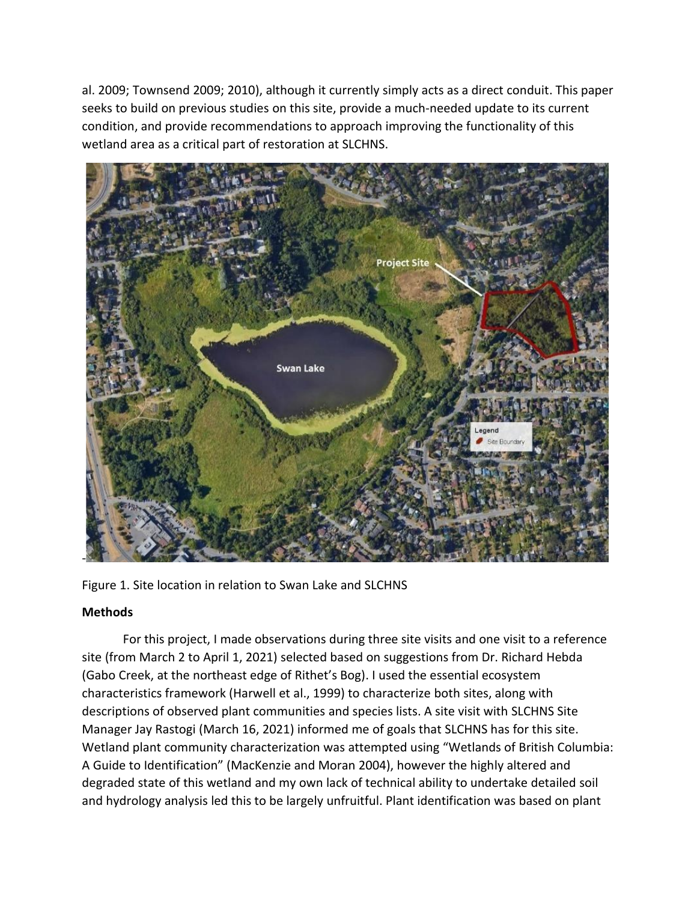al. 2009; Townsend 2009; 2010), although it currently simply acts as a direct conduit. This paper seeks to build on previous studies on this site, provide a much-needed update to its current condition, and provide recommendations to approach improving the functionality of this wetland area as a critical part of restoration at SLCHNS.

Figure 1. Site location in relation to Swan Lake and SLCHNS

**Methods**

For this project, I made observations during three site visits and one visit to a reference site (from March 2 to April 1, 2021) selected based on suggestions from Dr. Richard Hebda (Gabo Creek, at the northeast edge of Rithet's Bog). I used the essential ecosystem characteristics framework (Harwell et al., 1999) to characterize both sites, along with descriptions of observed plant communities and species lists. A site visit with SLCHNS Site Manager Jay Rastogi (March 16, 2021) informed me of goals that SLCHNS has for this site. Wetland plant community characterization was attempted using "Wetlands of British Columbia: A Guide to Identification" (MacKenzie and Moran 2004), however the highly altered and degraded state of this wetland and my own lack of technical ability to undertake detailed soil and hydrology analysis led this to be largely unfruitful. Plant identification was based on plant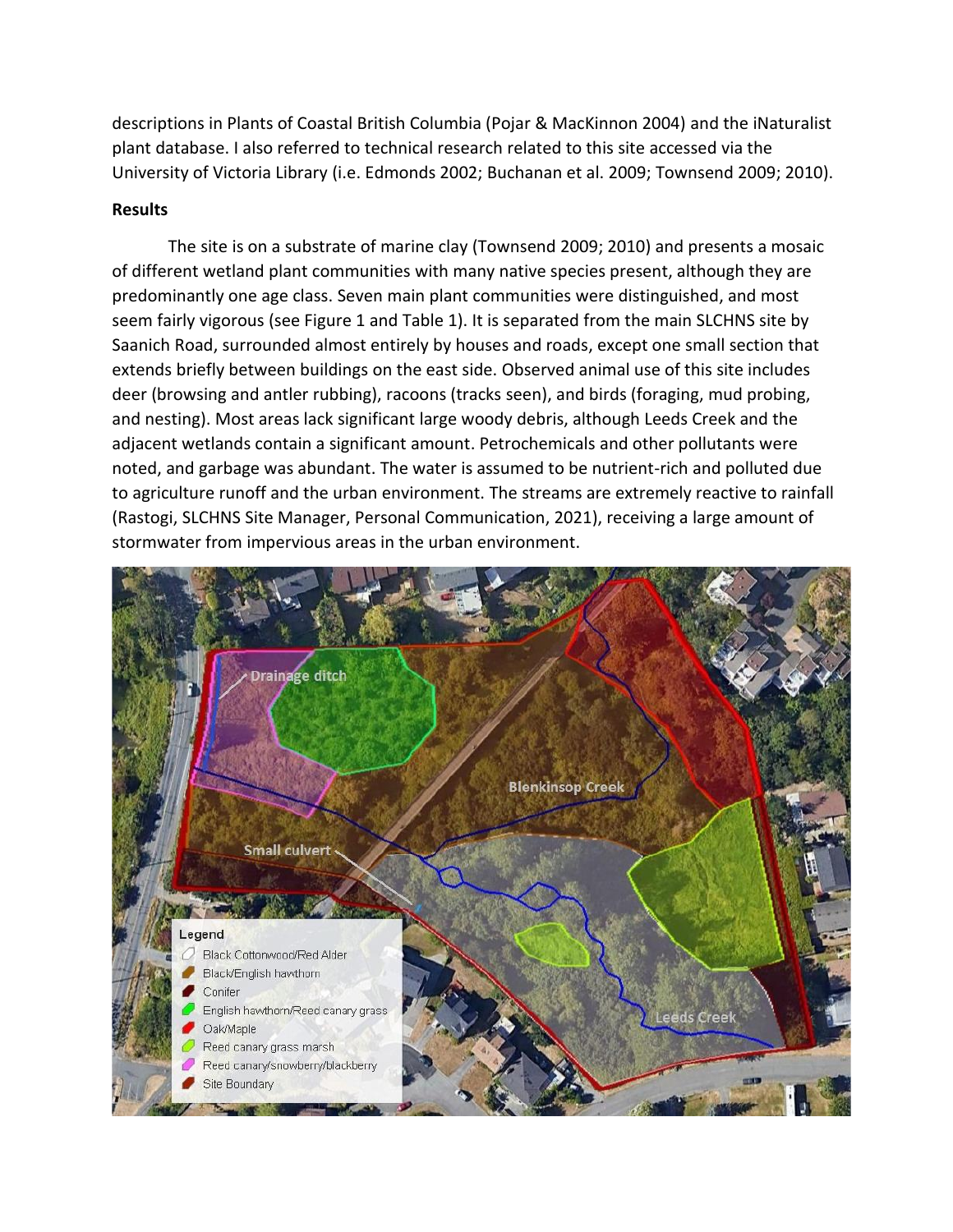descriptions in Plants of Coastal British Columbia (Pojar & MacKinnon 2004) and the iNaturalist plant database. I also referred to technical research related to this site accessed via the University of Victoria Library (i.e. Edmonds 2002; Buchanan et al. 2009; Townsend 2009; 2010).

**Results**

The site is on a substrate of marine clay (Townsend 2009; 2010) and presents a mosaic of different wetland plant communities with many native species present, although they are predominantly one age class. Seven main plant communities were distinguished, and most seem fairly vigorous (see Figure 1 and Table 1). It is separated from the main SLCHNS site by Saanich Road, surrounded almost entirely by houses and roads, except one small section that extends briefly between buildings on the east side. Observed animal use of this site includes deer (browsing and antler rubbing), racoons (tracks seen), and birds (foraging, mud probing, and nesting). Most areas lack significant large woody debris, although Leeds Creek and the adjacent wetlands contain a significant amount. Petrochemicals and other pollutants were noted, and garbage was abundant. The water is assumed to be nutrient-rich and polluted due to agriculture runoff and the urban environment. The streams are extremely reactive to rainfall (Rastogi, SLCHNS Site Manager, Personal Communication, 2021), receiving a large amount of stormwater from impervious areas in the urban environment.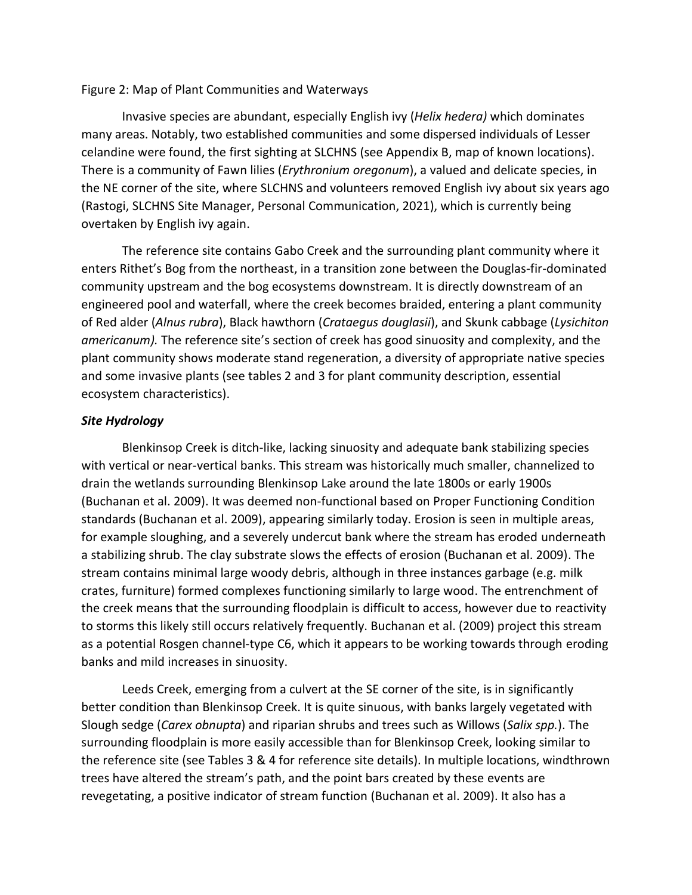Figure 2: Map of Plant Communities and Waterways

Invasive species are abundant, especially English ivy (*Helix hedera)* which dominates many areas. Notably, two established communities and some dispersed individuals of Lesser celandine were found, the first sighting at SLCHNS (see Appendix B, map of known locations). There is a community of Fawn lilies (*Erythronium oregonum*), a valued and delicate species, in the NE corner of the site, where SLCHNS and volunteers removed English ivy about six years ago (Rastogi, SLCHNS Site Manager, Personal Communication, 2021), which is currently being overtaken by English ivy again.

The reference site contains Gabo Creek and the surrounding plant community where it enters Rithet's Bog from the northeast, in a transition zone between the Douglas-fir-dominated community upstream and the bog ecosystems downstream. It is directly downstream of an engineered pool and waterfall, where the creek becomes braided, entering a plant community of Red alder (*Alnus rubra*), Black hawthorn (*Crataegus douglasii*), and Skunk cabbage (*Lysichiton americanum).* The reference site's section of creek has good sinuosity and complexity, and the plant community shows moderate stand regeneration, a diversity of appropriate native species and some invasive plants (see tables 2 and 3 for plant community description, essential ecosystem characteristics).

### *Site Hydrology*

Blenkinsop Creek is ditch-like, lacking sinuosity and adequate bank stabilizing species with vertical or near-vertical banks. This stream was historically much smaller, channelized to drain the wetlands surrounding Blenkinsop Lake around the late 1800s or early 1900s (Buchanan et al. 2009). It was deemed non-functional based on Proper Functioning Condition standards (Buchanan et al. 2009), appearing similarly today. Erosion is seen in multiple areas, for example sloughing, and a severely undercut bank where the stream has eroded underneath a stabilizing shrub. The clay substrate slows the effects of erosion (Buchanan et al. 2009). The stream contains minimal large woody debris, although in three instances garbage (e.g. milk crates, furniture) formed complexes functioning similarly to large wood. The entrenchment of the creek means that the surrounding floodplain is difficult to access, however due to reactivity to storms this likely still occurs relatively frequently. Buchanan et al. (2009) project this stream as a potential Rosgen channel-type C6, which it appears to be working towards through eroding banks and mild increases in sinuosity.

Leeds Creek, emerging from a culvert at the SE corner of the site, is in significantly better condition than Blenkinsop Creek. It is quite sinuous, with banks largely vegetated with Slough sedge (*Carex obnupta*) and riparian shrubs and trees such as Willows (*Salix spp.*). The surrounding floodplain is more easily accessible than for Blenkinsop Creek, looking similar to the reference site (see Tables 3 & 4 for reference site details). In multiple locations, windthrown trees have altered the stream's path, and the point bars created by these events are revegetating, a positive indicator of stream function (Buchanan et al. 2009). It also has a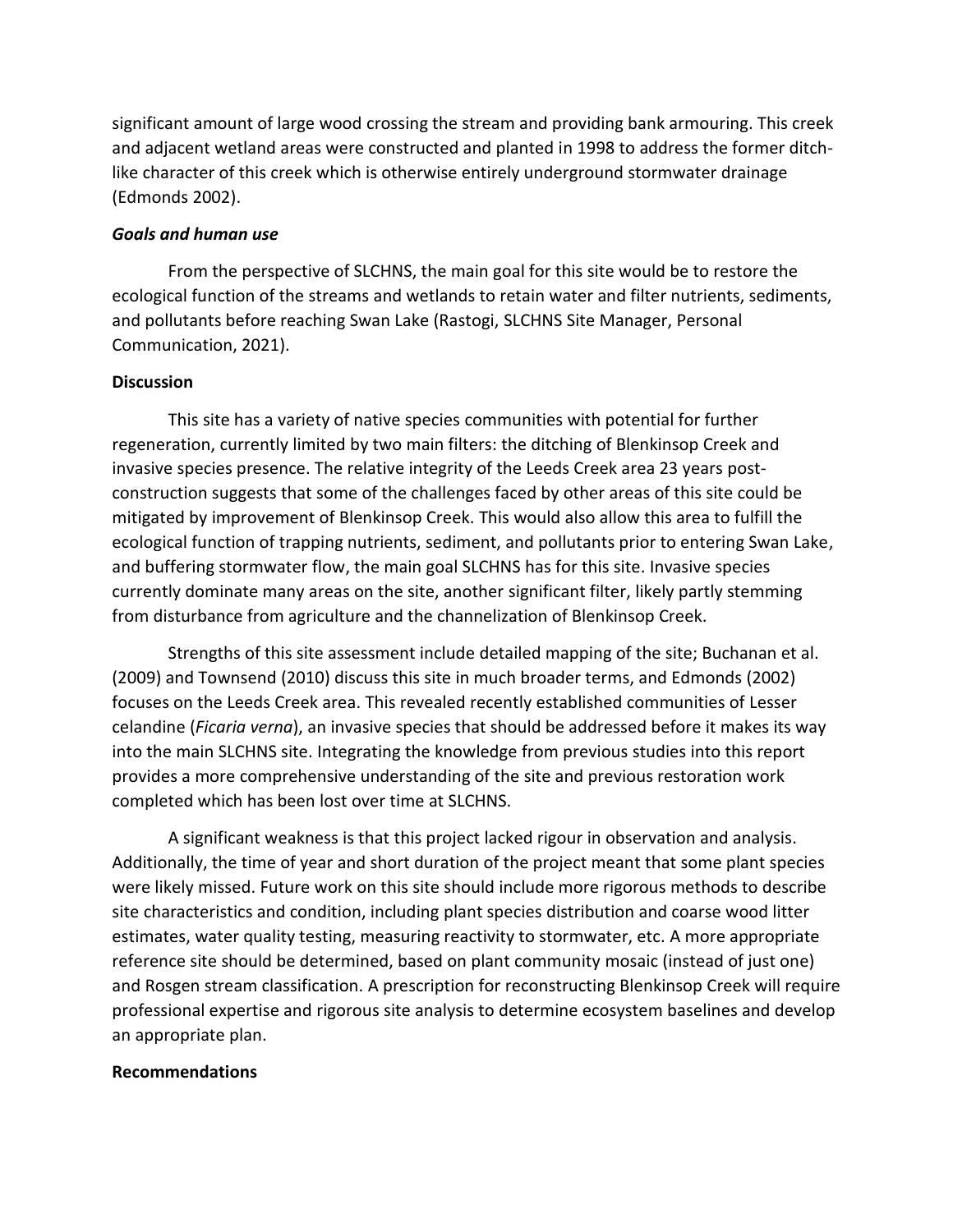significant amount of large wood crossing the stream and providing bank armouring. This creek and adjacent wetland areas were constructed and planted in 1998 to address the former ditch-like character of this creek which is otherwise entirely underground stormwater drainage (Edmonds 2002).

### *Goals and human use*

From the perspective of SLCHNS, the main goal for this site would be to restore the ecological function of the streams and wetlands to retain water and filter nutrients, sediments, and pollutants before reaching Swan Lake (Rastogi, SLCHNS Site Manager, Personal Communication, 2021).

## Discussion

This site has a variety of native species communities with potential for further regeneration, currently limited by two main filters: the ditching of Blenkinsop Creek and invasive species presence. The relative integrity of the Leeds Creek area 23 years post-construction suggests that some of the challenges faced by other areas of this site could be mitigated by improvement of Blenkinsop Creek. This would also allow this area to fulfill the ecological function of trapping nutrients, sediment, and pollutants prior to entering Swan Lake, and buffering stormwater flow, the main goal SLCHNS has for this site. Invasive species currently dominate many areas on the site, another significant filter, likely partly stemming from disturbance from agriculture and the channelization of Blenkinsop Creek.

Strengths of this site assessment include detailed mapping of the site; Buchanan et al. (2009) and Townsend (2010) discuss this site in much broader terms, and Edmonds (2002) focuses on the Leeds Creek area. This revealed recently established communities of Lesser celandine (*Ficaria verna*), an invasive species that should be addressed before it makes its way into the main SLCHNS site. Integrating the knowledge from previous studies into this report provides a more comprehensive understanding of the site and previous restoration work completed which has been lost over time at SLCHNS.

A significant weakness is that this project lacked rigour in observation and analysis. Additionally, the time of year and short duration of the project meant that some plant species were likely missed. Future work on this site should include more rigorous methods to describe site characteristics and condition, including plant species distribution and coarse wood litter estimates, water quality testing, measuring reactivity to stormwater, etc. A more appropriate reference site should be determined, based on plant community mosaic (instead of just one) and Rosgen stream classification. A prescription for reconstructing Blenkinsop Creek will require professional expertise and rigorous site analysis to determine ecosystem baselines and develop an appropriate plan.

## Recommendations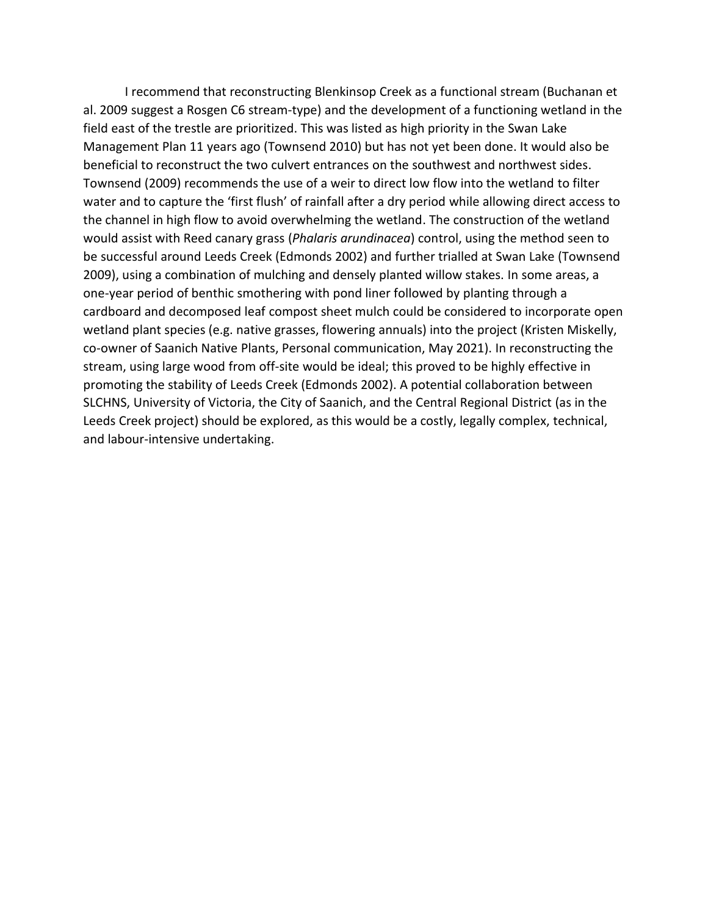I recommend that reconstructing Blenkinsop Creek as a functional stream (Buchanan et al. 2009 suggest a Rosgen C6 stream-type) and the development of a functioning wetland in the field east of the trestle are prioritized. This was listed as high priority in the Swan Lake Management Plan 11 years ago (Townsend 2010) but has not yet been done. It would also be beneficial to reconstruct the two culvert entrances on the southwest and northwest sides. Townsend (2009) recommends the use of a weir to direct low flow into the wetland to filter water and to capture the 'first flush' of rainfall after a dry period while allowing direct access to the channel in high flow to avoid overwhelming the wetland. The construction of the wetland would assist with Reed canary grass (*Phalaris arundinacea*) control, using the method seen to be successful around Leeds Creek (Edmonds 2002) and further trialled at Swan Lake (Townsend 2009), using a combination of mulching and densely planted willow stakes. In some areas, a one-year period of benthic smothering with pond liner followed by planting through a cardboard and decomposed leaf compost sheet mulch could be considered to incorporate open wetland plant species (e.g. native grasses, flowering annuals) into the project (Kristen Miskelly, co-owner of Saanich Native Plants, Personal communication, May 2021). In reconstructing the stream, using large wood from off-site would be ideal; this proved to be highly effective in promoting the stability of Leeds Creek (Edmonds 2002). A potential collaboration between SLCHNS, University of Victoria, the City of Saanich, and the Central Regional District (as in the Leeds Creek project) should be explored, as this would be a costly, legally complex, technical, and labour-intensive undertaking.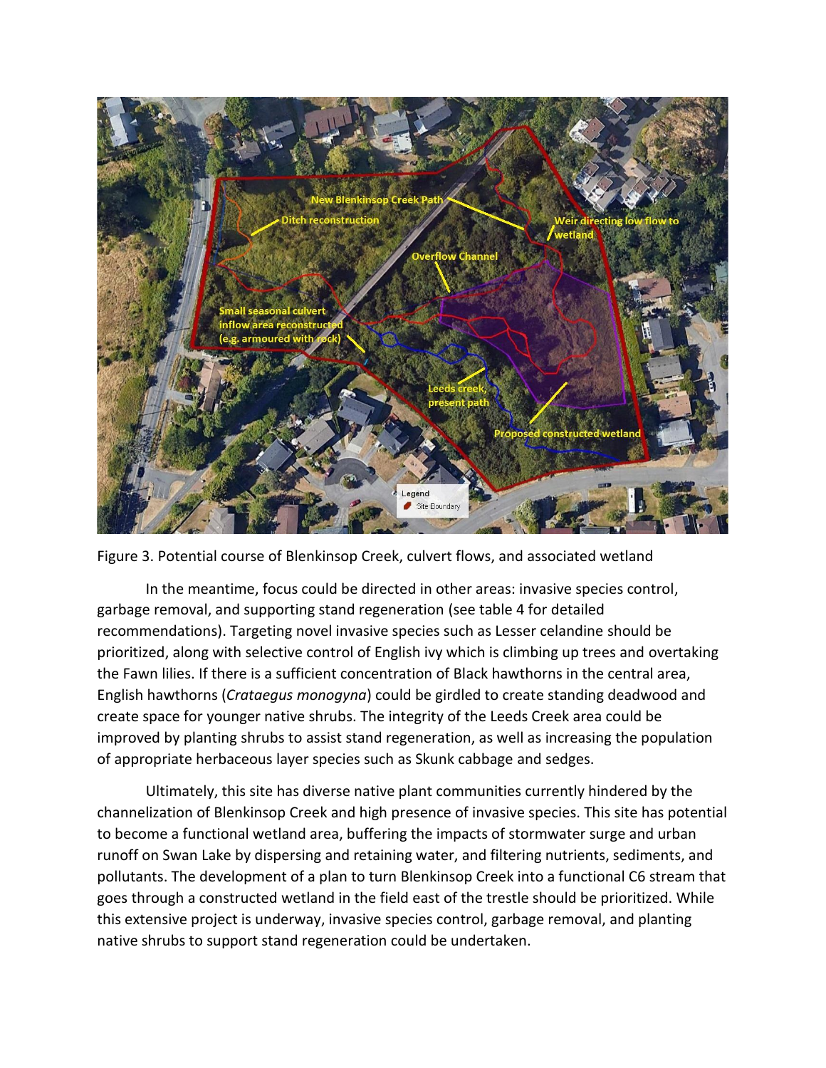Figure 3. Potential course of Blenkinsop Creek, culvert flows, and associated wetland

In the meantime, focus could be directed in other areas: invasive species control, garbage removal, and supporting stand regeneration (see table 4 for detailed recommendations). Targeting novel invasive species such as Lesser celandine should be prioritized, along with selective control of English ivy which is climbing up trees and overtaking the Fawn lilies. If there is a sufficient concentration of Black hawthorns in the central area, English hawthorns (*Crataegus monogyna*) could be girdled to create standing deadwood and create space for younger native shrubs. The integrity of the Leeds Creek area could be improved by planting shrubs to assist stand regeneration, as well as increasing the population of appropriate herbaceous layer species such as Skunk cabbage and sedges.

Ultimately, this site has diverse native plant communities currently hindered by the channelization of Blenkinsop Creek and high presence of invasive species. This site has potential to become a functional wetland area, buffering the impacts of stormwater surge and urban runoff on Swan Lake by dispersing and retaining water, and filtering nutrients, sediments, and pollutants. The development of a plan to turn Blenkinsop Creek into a functional C6 stream that goes through a constructed wetland in the field east of the trestle should be prioritized. While this extensive project is underway, invasive species control, garbage removal, and planting native shrubs to support stand regeneration could be undertaken.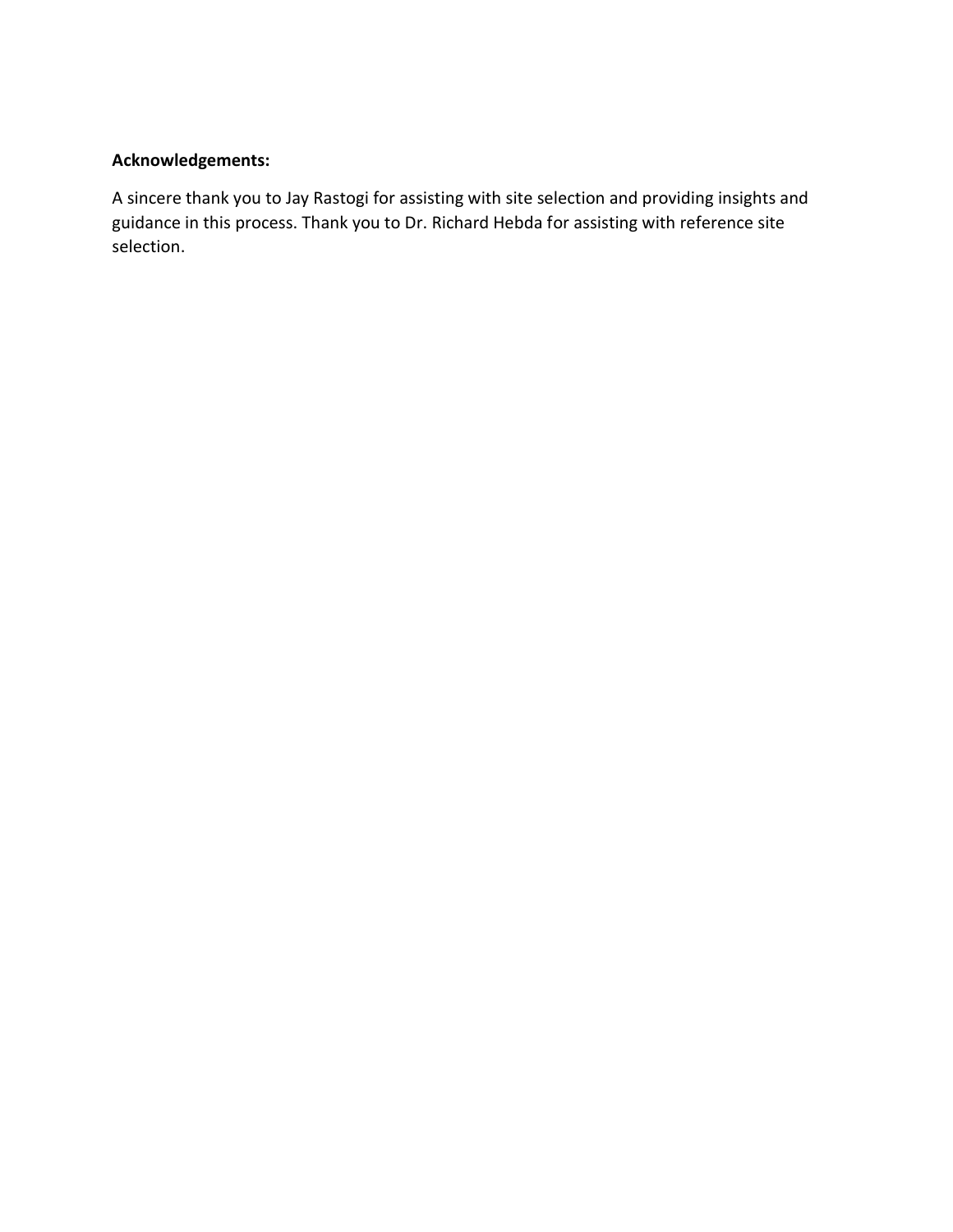**Acknowledgements:**

A sincere thank you to Jay Rastogi for assisting with site selection and providing insights and guidance in this process. Thank you to Dr. Richard Hebda for assisting with reference site selection.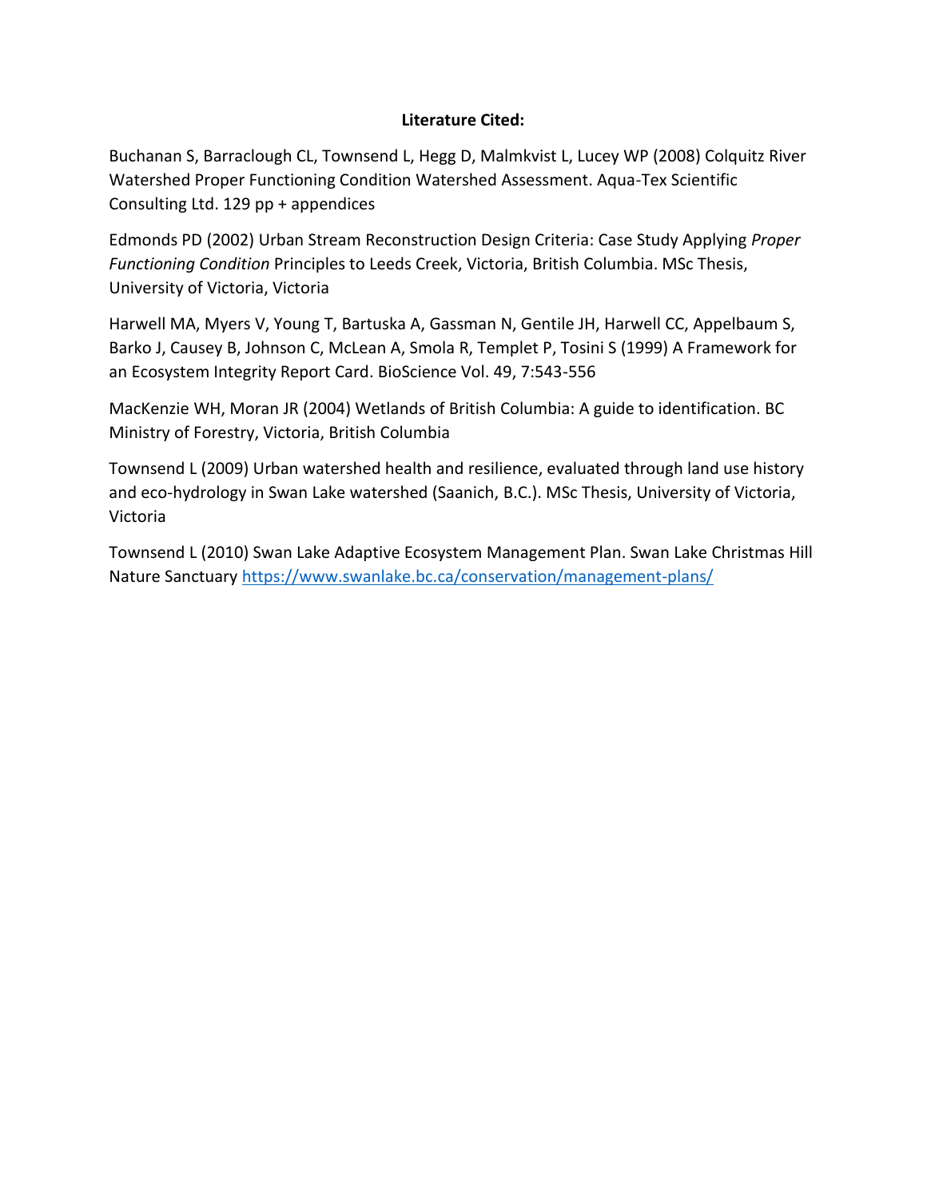**Literature Cited:**

Buchanan S, Barraclough CL, Townsend L, Hegg D, Malmkvist L, Lucey WP (2008) Colquitz River Watershed Proper Functioning Condition Watershed Assessment. Aqua-Tex Scientific Consulting Ltd. 129 pp + appendices

Edmonds PD (2002) Urban Stream Reconstruction Design Criteria: Case Study Applying *Proper Functioning Condition* Principles to Leeds Creek, Victoria, British Columbia. MSc Thesis, University of Victoria, Victoria

Harwell MA, Myers V, Young T, Bartuska A, Gassman N, Gentile JH, Harwell CC, Appelbaum S, Barko J, Causey B, Johnson C, McLean A, Smola R, Templet P, Tosini S (1999) A Framework for an Ecosystem Integrity Report Card. BioScience Vol. 49, 7:543-556

MacKenzie WH, Moran JR (2004) Wetlands of British Columbia: A guide to identification. BC Ministry of Forestry, Victoria, British Columbia

Townsend L (2009) Urban watershed health and resilience, evaluated through land use history and eco-hydrology in Swan Lake watershed (Saanich, B.C.). MSc Thesis, University of Victoria, Victoria

Townsend L (2010) Swan Lake Adaptive Ecosystem Management Plan. Swan Lake Christmas Hill Nature Sanctuary https://www.swanlake.bc.ca/conservation/management-plans/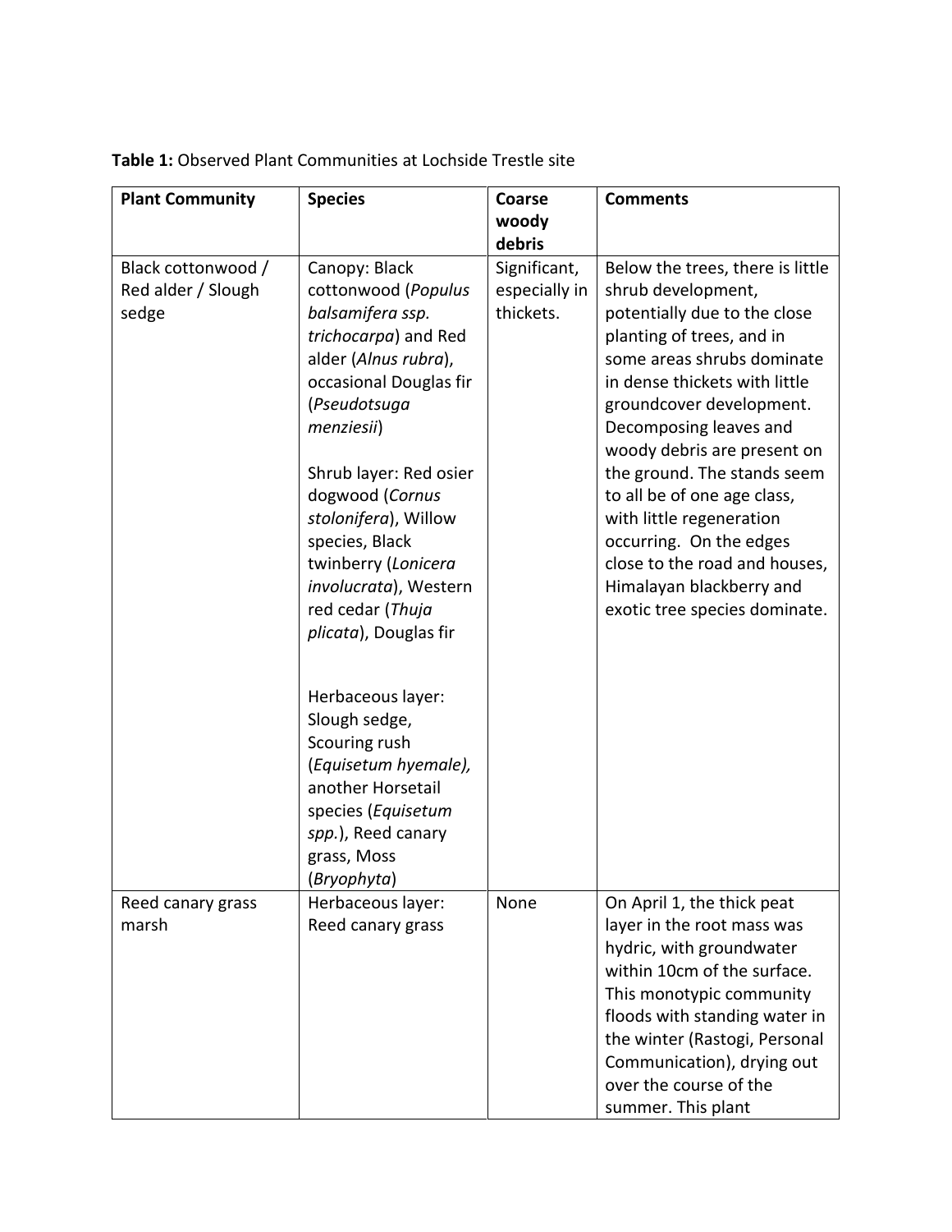**Table 1:** Observed Plant Communities at Lochside Trestle site

| Plant Community | Species | Coarse woody debris | Comments |
|---|---|---|---|
| Black cottonwood / Red alder / Slough sedge | Canopy: Black cottonwood (*Populus balsamifera ssp. trichocarpa*) and Red alder (*Alnus rubra*), occasional Douglas fir (*Pseudotsuga menziesii*)<br><br>Shrub layer: Red osier dogwood (*Cornus stolonifera*), Willow species, Black twinberry (*Lonicera involucrata*), Western red cedar (*Thuja plicata*), Douglas fir<br><br>Herbaceous layer: Slough sedge, Scouring rush (*Equisetum hyemale),* another Horsetail species (*Equisetum spp.*), Reed canary grass, Moss (*Bryophyta*) | Significant, especially in thickets. | Below the trees, there is little shrub development, potentially due to the close planting of trees, and in some areas shrubs dominate in dense thickets with little groundcover development. Decomposing leaves and woody debris are present on the ground. The stands seem to all be of one age class, with little regeneration occurring. On the edges close to the road and houses, Himalayan blackberry and exotic tree species dominate. |
| Reed canary grass marsh | Herbaceous layer: Reed canary grass | None | On April 1, the thick peat layer in the root mass was hydric, with groundwater within 10cm of the surface. This monotypic community floods with standing water in the winter (Rastogi, Personal Communication), drying out over the course of the summer. This plant |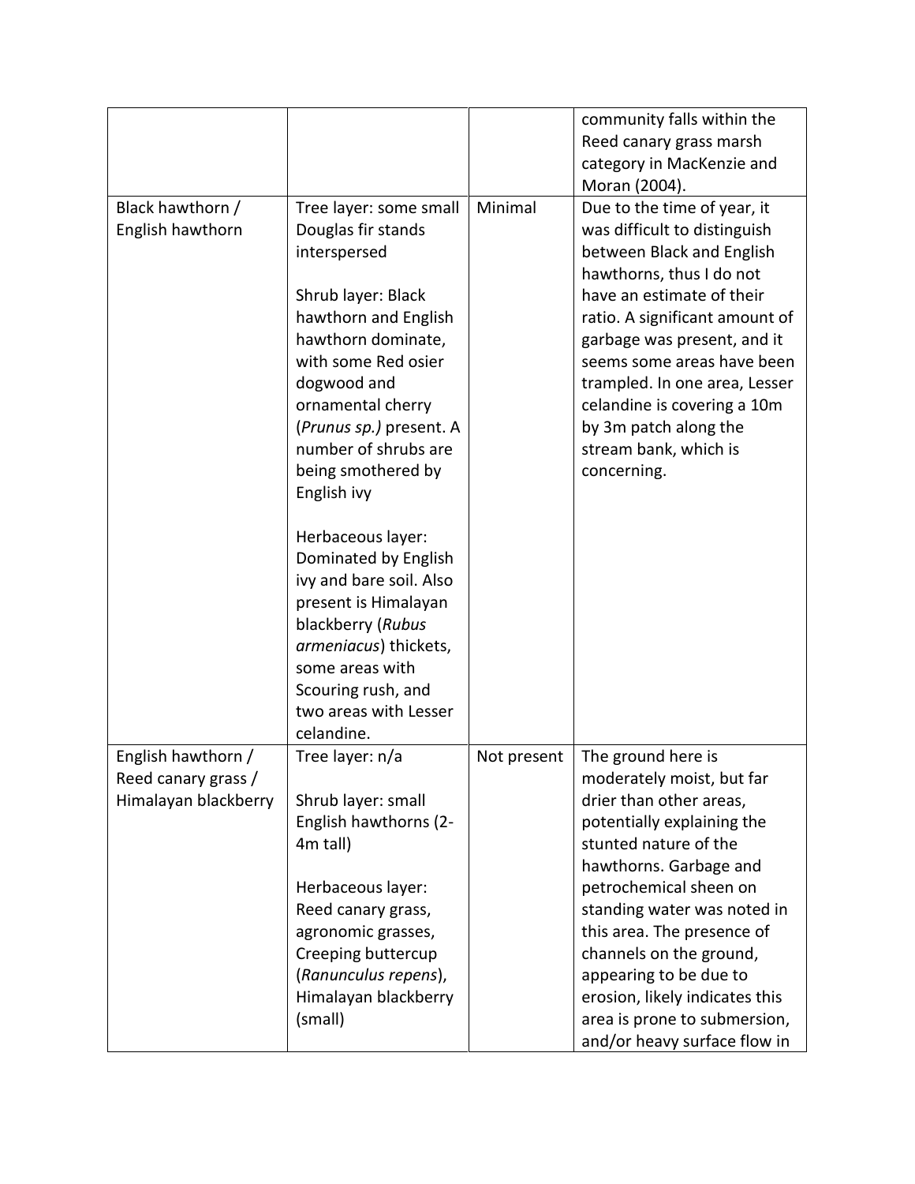| | | | |
|---|---|---|---|
| | | | community falls within the Reed canary grass marsh category in MacKenzie and Moran (2004). |
| Black hawthorn / English hawthorn | Tree layer: some small Douglas fir stands interspersed<br><br>Shrub layer: Black hawthorn and English hawthorn dominate, with some Red osier dogwood and ornamental cherry (*Prunus sp.)* present. A number of shrubs are being smothered by English ivy<br><br>Herbaceous layer: Dominated by English ivy and bare soil. Also present is Himalayan blackberry (*Rubus armeniacus*) thickets, some areas with Scouring rush, and two areas with Lesser celandine. | Minimal | Due to the time of year, it was difficult to distinguish between Black and English hawthorns, thus I do not have an estimate of their ratio. A significant amount of garbage was present, and it seems some areas have been trampled. In one area, Lesser celandine is covering a 10m by 3m patch along the stream bank, which is concerning. |
| English hawthorn / Reed canary grass / Himalayan blackberry | Tree layer: n/a<br><br>Shrub layer: small English hawthorns (2-4m tall)<br><br>Herbaceous layer: Reed canary grass, agronomic grasses, Creeping buttercup (*Ranunculus repens*), Himalayan blackberry (small) | Not present | The ground here is moderately moist, but far drier than other areas, potentially explaining the stunted nature of the hawthorns. Garbage and petrochemical sheen on standing water was noted in this area. The presence of channels on the ground, appearing to be due to erosion, likely indicates this area is prone to submersion, and/or heavy surface flow in |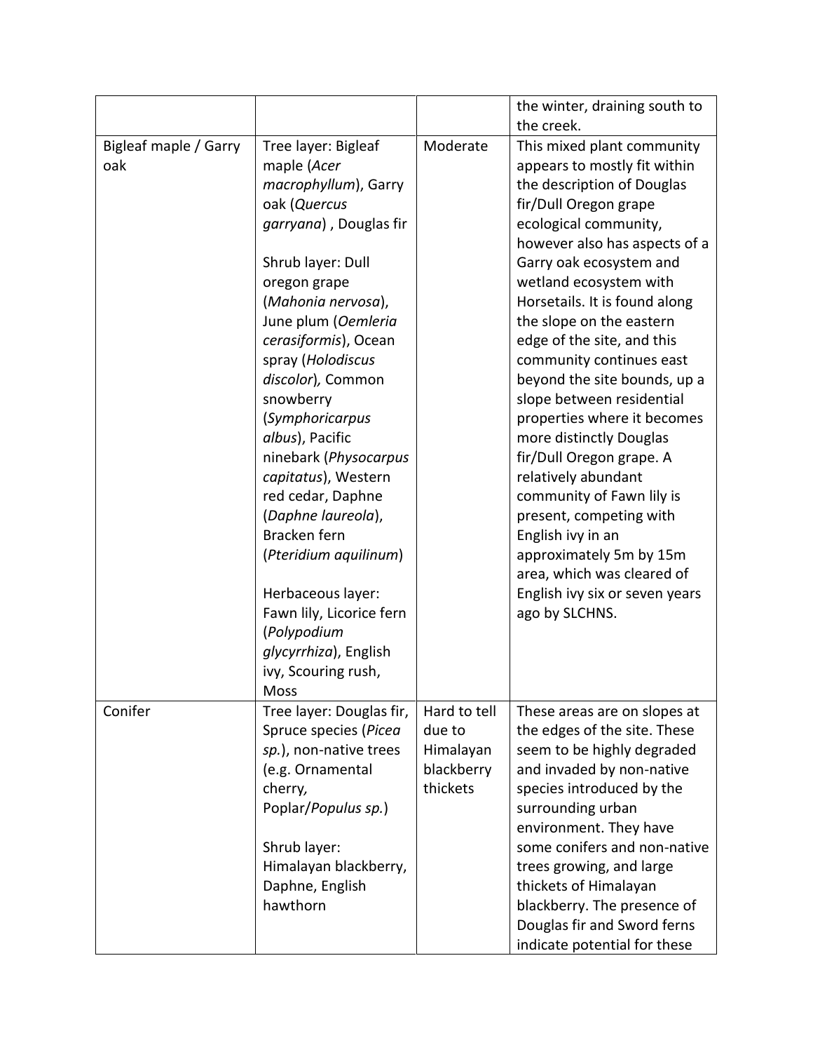| | | | the winter, draining south to the creek. |
|---|---|---|---|
| Bigleaf maple / Garry oak | Tree layer: Bigleaf maple (*Acer macrophyllum*), Garry oak (*Quercus garryana*) , Douglas fir<br><br>Shrub layer: Dull oregon grape (*Mahonia nervosa*), June plum (*Oemleria cerasiformis*), Ocean spray (*Holodiscus discolor*), Common snowberry (*Symphoricarpus albus*), Pacific ninebark (*Physocarpus capitatus*), Western red cedar, Daphne (*Daphne laureola*), Bracken fern (*Pteridium aquilinum*)<br><br>Herbaceous layer: Fawn lily, Licorice fern (*Polypodium glycyrrhiza*), English ivy, Scouring rush, Moss | Moderate | This mixed plant community appears to mostly fit within the description of Douglas fir/Dull Oregon grape ecological community, however also has aspects of a Garry oak ecosystem and wetland ecosystem with Horsetails. It is found along the slope on the eastern edge of the site, and this community continues east beyond the site bounds, up a slope between residential properties where it becomes more distinctly Douglas fir/Dull Oregon grape. A relatively abundant community of Fawn lily is present, competing with English ivy in an approximately 5m by 15m area, which was cleared of English ivy six or seven years ago by SLCHNS. |
| Conifer | Tree layer: Douglas fir, Spruce species (*Picea sp.*), non-native trees (e.g. Ornamental cherry, Poplar/*Populus sp.*)<br><br>Shrub layer: Himalayan blackberry, Daphne, English hawthorn | Hard to tell due to Himalayan blackberry thickets | These areas are on slopes at the edges of the site. These seem to be highly degraded and invaded by non-native species introduced by the surrounding urban environment. They have some conifers and non-native trees growing, and large thickets of Himalayan blackberry. The presence of Douglas fir and Sword ferns indicate potential for these |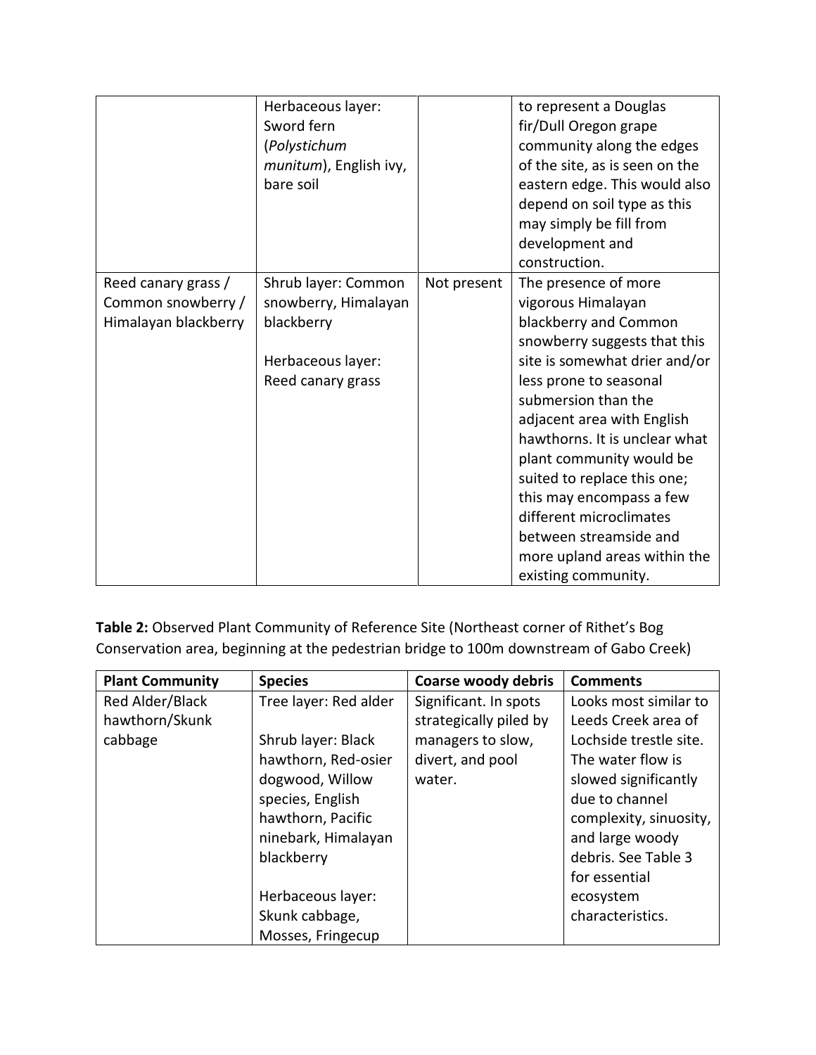| | Herbaceous layer: Sword fern (*Polystichum munitum*), English ivy, bare soil | | to represent a Douglas fir/Dull Oregon grape community along the edges of the site, as is seen on the eastern edge. This would also depend on soil type as this may simply be fill from development and construction. |
|---|---|---|---|
| Reed canary grass / Common snowberry / Himalayan blackberry | Shrub layer: Common snowberry, Himalayan blackberry<br><br>Herbaceous layer: Reed canary grass | Not present | The presence of more vigorous Himalayan blackberry and Common snowberry suggests that this site is somewhat drier and/or less prone to seasonal submersion than the adjacent area with English hawthorns. It is unclear what plant community would be suited to replace this one; this may encompass a few different microclimates between streamside and more upland areas within the existing community. |

**Table 2:** Observed Plant Community of Reference Site (Northeast corner of Rithet's Bog Conservation area, beginning at the pedestrian bridge to 100m downstream of Gabo Creek)

| Plant Community | Species | Coarse woody debris | Comments |
|---|---|---|---|
| Red Alder/Black hawthorn/Skunk cabbage | Tree layer: Red alder<br><br>Shrub layer: Black hawthorn, Red-osier dogwood, Willow species, English hawthorn, Pacific ninebark, Himalayan blackberry<br><br>Herbaceous layer: Skunk cabbage, Mosses, Fringecup | Significant. In spots strategically piled by managers to slow, divert, and pool water. | Looks most similar to Leeds Creek area of Lochside trestle site. The water flow is slowed significantly due to channel complexity, sinuosity, and large woody debris. See Table 3 for essential ecosystem characteristics. |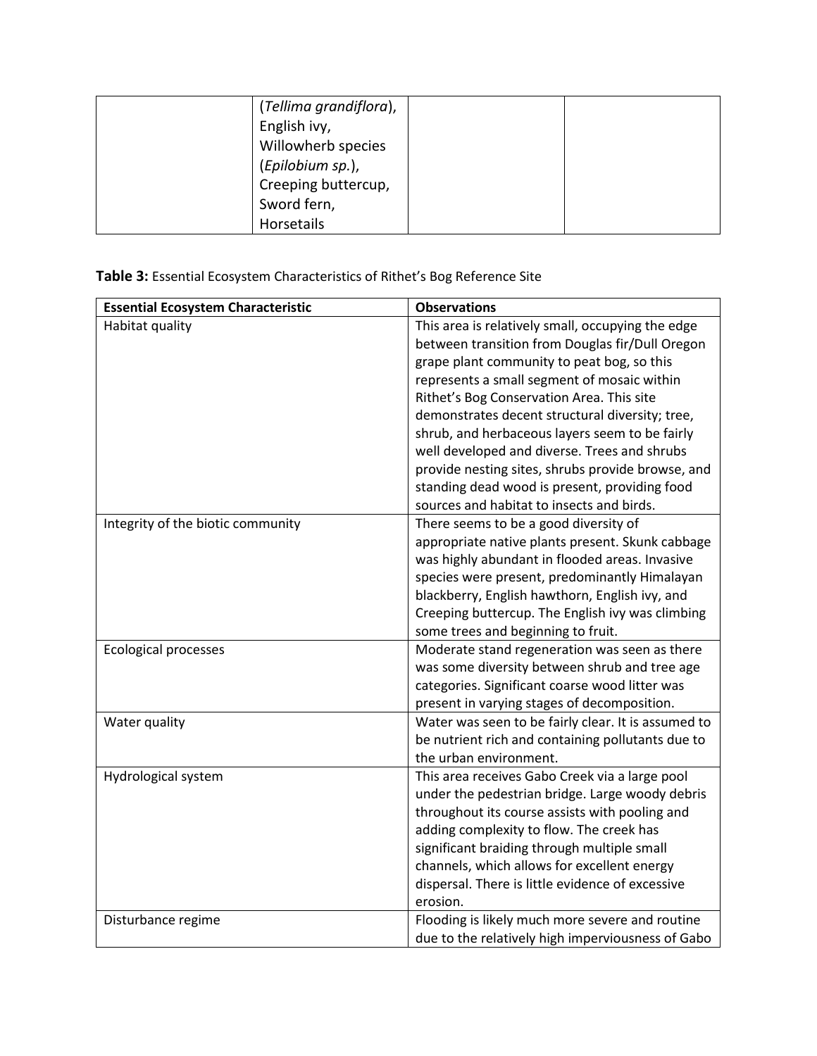| | (*Tellima grandiflora*), English ivy, Willowherb species (*Epilobium sp.*), Creeping buttercup, Sword fern, Horsetails | | |
|---|---|---|---|

**Table 3:** Essential Ecosystem Characteristics of Rithet's Bog Reference Site

| Essential Ecosystem Characteristic | Observations |
|---|---|
| Habitat quality | This area is relatively small, occupying the edge between transition from Douglas fir/Dull Oregon grape plant community to peat bog, so this represents a small segment of mosaic within Rithet's Bog Conservation Area. This site demonstrates decent structural diversity; tree, shrub, and herbaceous layers seem to be fairly well developed and diverse. Trees and shrubs provide nesting sites, shrubs provide browse, and standing dead wood is present, providing food sources and habitat to insects and birds. |
| Integrity of the biotic community | There seems to be a good diversity of appropriate native plants present. Skunk cabbage was highly abundant in flooded areas. Invasive species were present, predominantly Himalayan blackberry, English hawthorn, English ivy, and Creeping buttercup. The English ivy was climbing some trees and beginning to fruit. |
| Ecological processes | Moderate stand regeneration was seen as there was some diversity between shrub and tree age categories. Significant coarse wood litter was present in varying stages of decomposition. |
| Water quality | Water was seen to be fairly clear. It is assumed to be nutrient rich and containing pollutants due to the urban environment. |
| Hydrological system | This area receives Gabo Creek via a large pool under the pedestrian bridge. Large woody debris throughout its course assists with pooling and adding complexity to flow. The creek has significant braiding through multiple small channels, which allows for excellent energy dispersal. There is little evidence of excessive erosion. |
| Disturbance regime | Flooding is likely much more severe and routine due to the relatively high imperviousness of Gabo |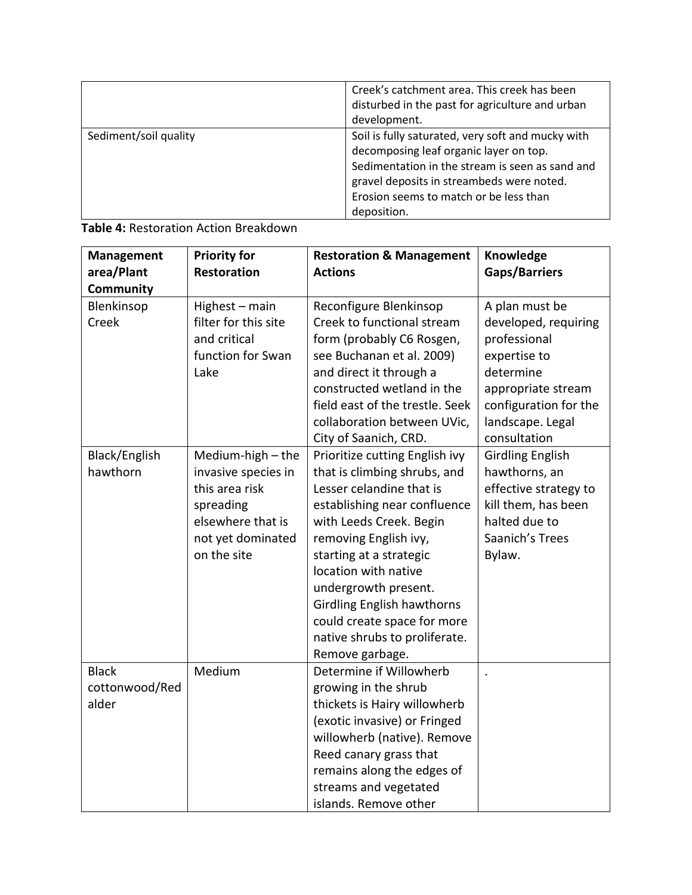| | |
|---|---|
| | Creek's catchment area. This creek has been disturbed in the past for agriculture and urban development. |
| Sediment/soil quality | Soil is fully saturated, very soft and mucky with decomposing leaf organic layer on top. Sedimentation in the stream is seen as sand and gravel deposits in streambeds were noted. Erosion seems to match or be less than deposition. |

**Table 4:** Restoration Action Breakdown

| Management area/Plant Community | Priority for Restoration | Restoration & Management Actions | Knowledge Gaps/Barriers |
|---|---|---|---|
| Blenkinsop Creek | Highest – main filter for this site and critical function for Swan Lake | Reconfigure Blenkinsop Creek to functional stream form (probably C6 Rosgen, see Buchanan et al. 2009) and direct it through a constructed wetland in the field east of the trestle. Seek collaboration between UVic, City of Saanich, CRD. | A plan must be developed, requiring professional expertise to determine appropriate stream configuration for the landscape. Legal consultation |
| Black/English hawthorn | Medium-high – the invasive species in this area risk spreading elsewhere that is not yet dominated on the site | Prioritize cutting English ivy that is climbing shrubs, and Lesser celandine that is establishing near confluence with Leeds Creek. Begin removing English ivy, starting at a strategic location with native undergrowth present. Girdling English hawthorns could create space for more native shrubs to proliferate. Remove garbage. | Girdling English hawthorns, an effective strategy to kill them, has been halted due to Saanich's Trees Bylaw. |
| Black cottonwood/Red alder | Medium | Determine if Willowherb growing in the shrub thickets is Hairy willowherb (exotic invasive) or Fringed willowherb (native). Remove Reed canary grass that remains along the edges of streams and vegetated islands. Remove other | . |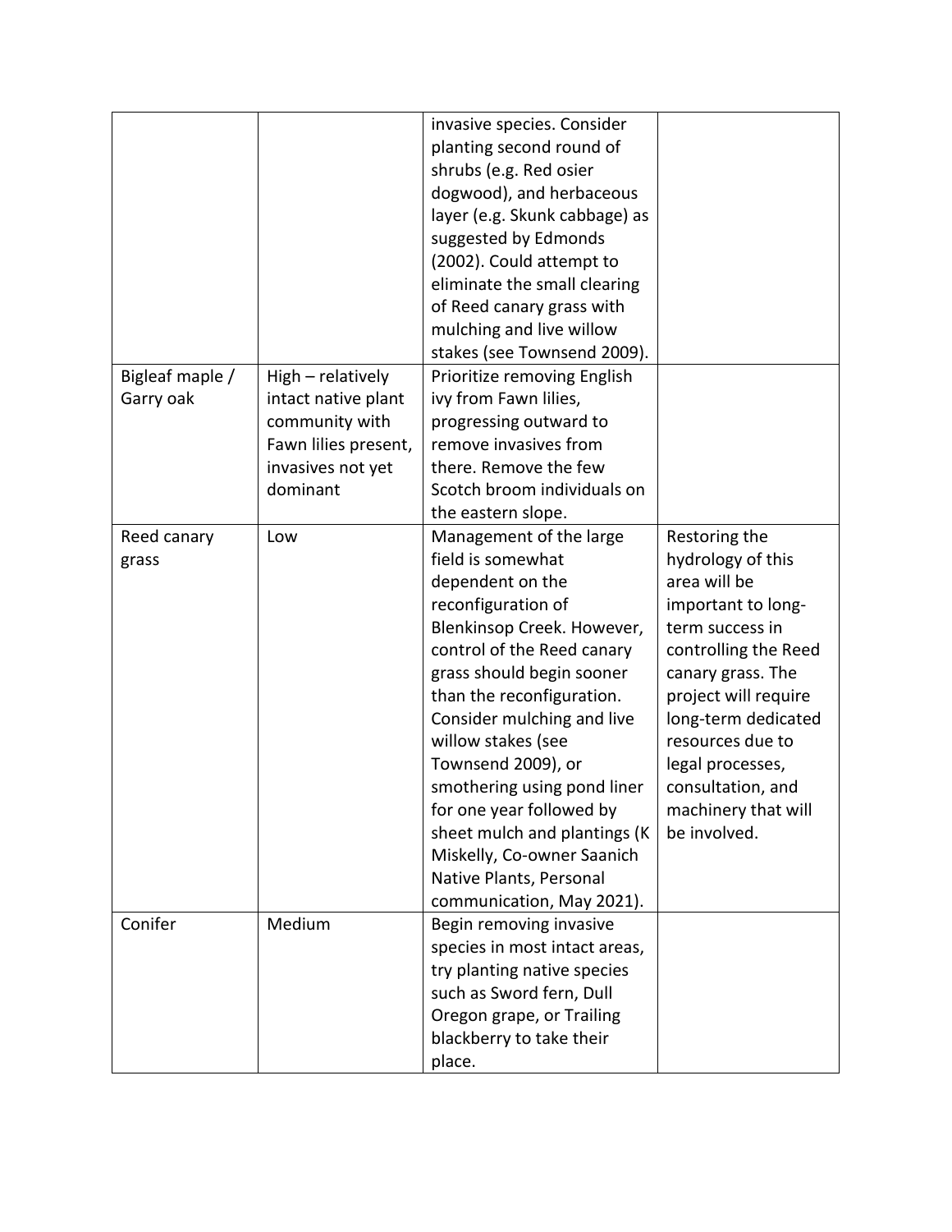| | | | |
|---|---|---|---|
| | | invasive species. Consider planting second round of shrubs (e.g. Red osier dogwood), and herbaceous layer (e.g. Skunk cabbage) as suggested by Edmonds (2002). Could attempt to eliminate the small clearing of Reed canary grass with mulching and live willow stakes (see Townsend 2009). | |
| Bigleaf maple / Garry oak | High – relatively intact native plant community with Fawn lilies present, invasives not yet dominant | Prioritize removing English ivy from Fawn lilies, progressing outward to remove invasives from there. Remove the few Scotch broom individuals on the eastern slope. | |
| Reed canary grass | Low | Management of the large field is somewhat dependent on the reconfiguration of Blenkinsop Creek. However, control of the Reed canary grass should begin sooner than the reconfiguration. Consider mulching and live willow stakes (see Townsend 2009), or smothering using pond liner for one year followed by sheet mulch and plantings (K Miskelly, Co-owner Saanich Native Plants, Personal communication, May 2021). | Restoring the hydrology of this area will be important to long-term success in controlling the Reed canary grass. The project will require long-term dedicated resources due to legal processes, consultation, and machinery that will be involved. |
| Conifer | Medium | Begin removing invasive species in most intact areas, try planting native species such as Sword fern, Dull Oregon grape, or Trailing blackberry to take their place. | |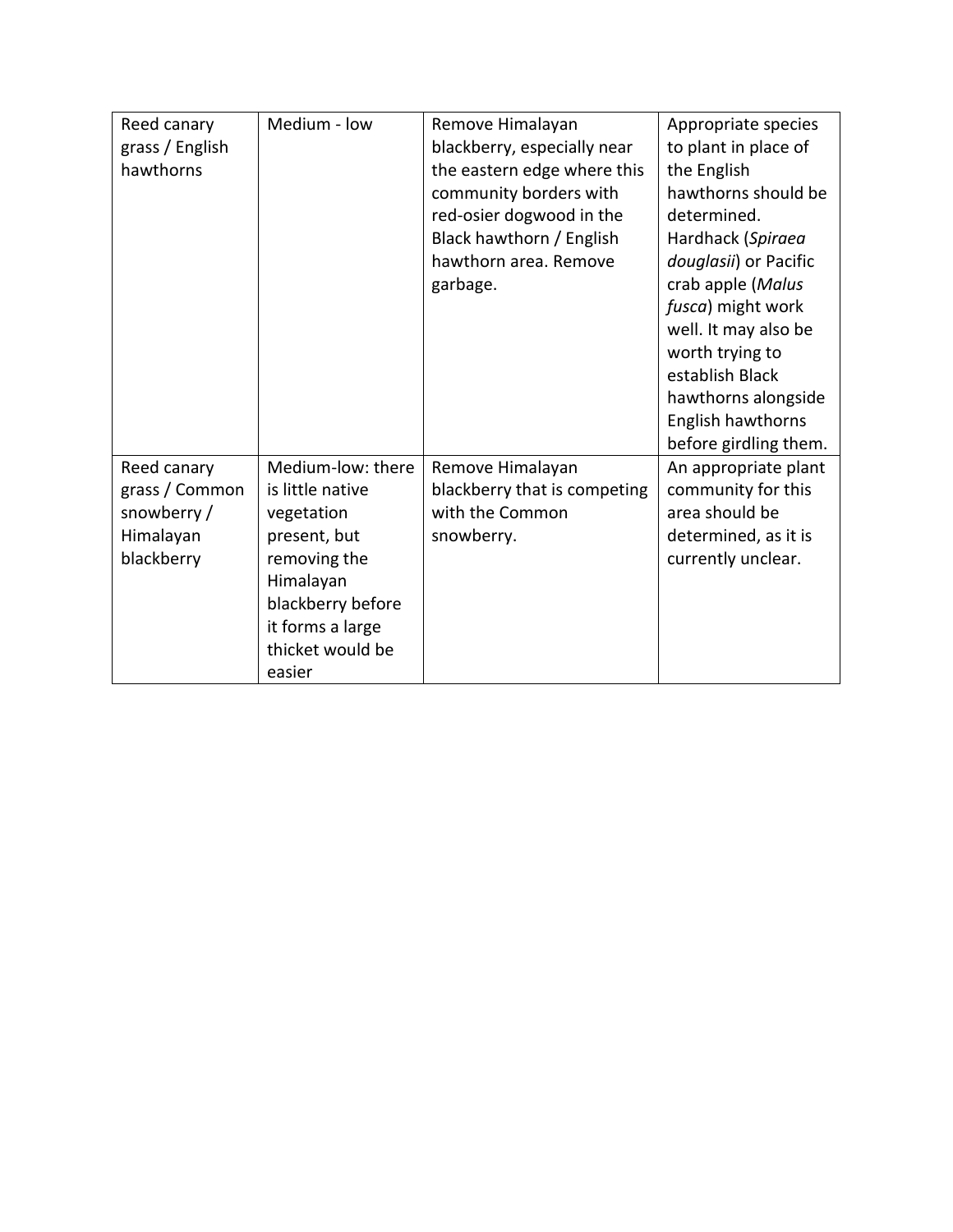| | | | |
|---|---|---|---|
| Reed canary grass / English hawthorns | Medium - low | Remove Himalayan blackberry, especially near the eastern edge where this community borders with red-osier dogwood in the Black hawthorn / English hawthorn area. Remove garbage. | Appropriate species to plant in place of the English hawthorns should be determined. Hardhack (*Spiraea douglasii*) or Pacific crab apple (*Malus fusca*) might work well. It may also be worth trying to establish Black hawthorns alongside English hawthorns before girdling them. |
| Reed canary grass / Common snowberry / Himalayan blackberry | Medium-low: there is little native vegetation present, but removing the Himalayan blackberry before it forms a large thicket would be easier | Remove Himalayan blackberry that is competing with the Common snowberry. | An appropriate plant community for this area should be determined, as it is currently unclear. |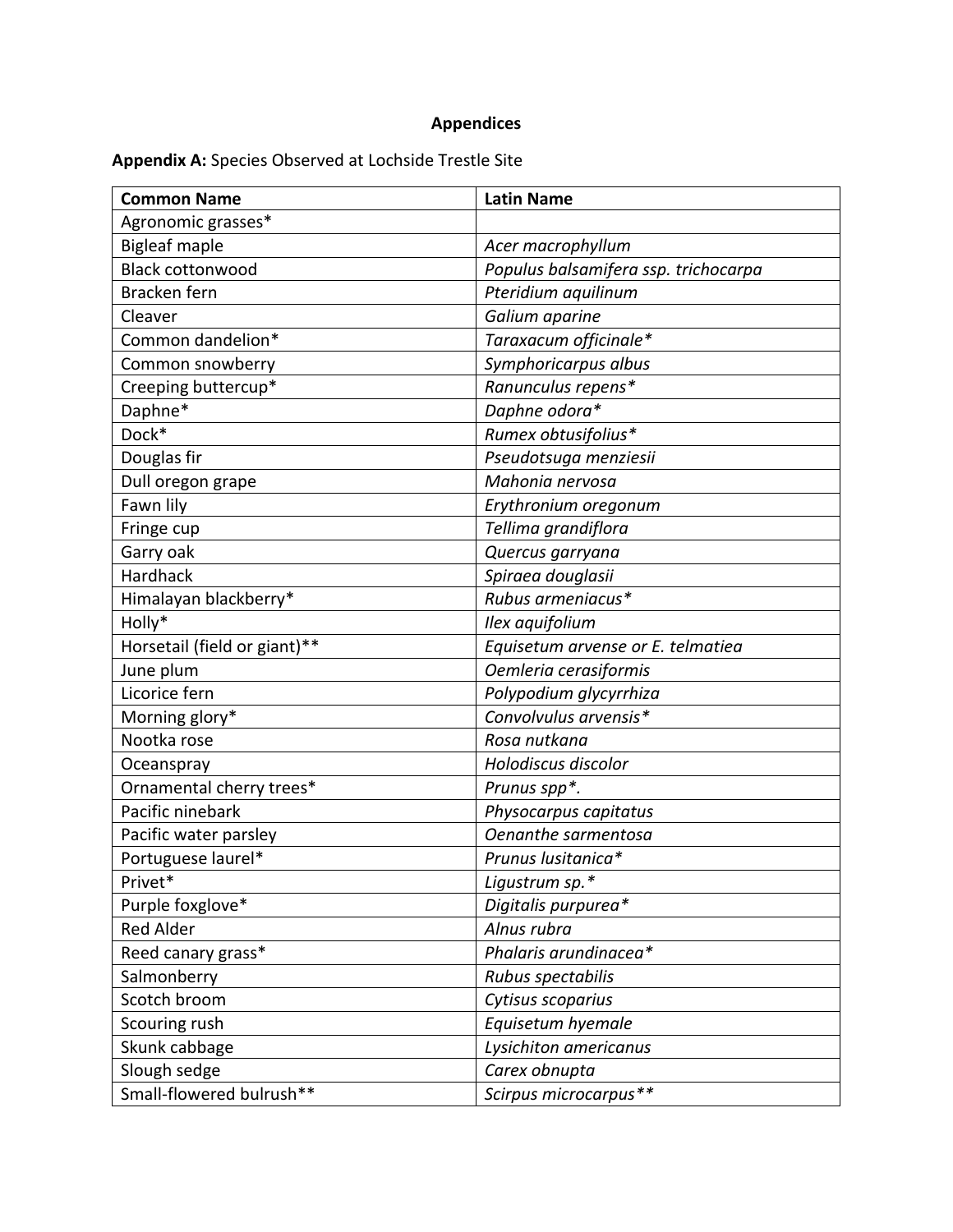**Appendices**

**Appendix A:** Species Observed at Lochside Trestle Site

| **Common Name** | **Latin Name** |
|---|---|
| Agronomic grasses* | |
| Bigleaf maple | *Acer macrophyllum* |
| Black cottonwood | *Populus balsamifera ssp. trichocarpa* |
| Bracken fern | *Pteridium aquilinum* |
| Cleaver | *Galium aparine* |
| Common dandelion* | *Taraxacum officinale** |
| Common snowberry | *Symphoricarpus albus* |
| Creeping buttercup* | *Ranunculus repens** |
| Daphne* | *Daphne odora** |
| Dock* | *Rumex obtusifolius** |
| Douglas fir | *Pseudotsuga menziesii* |
| Dull oregon grape | *Mahonia nervosa* |
| Fawn lily | *Erythronium oregonum* |
| Fringe cup | *Tellima grandiflora* |
| Garry oak | *Quercus garryana* |
| Hardhack | *Spiraea douglasii* |
| Himalayan blackberry* | *Rubus armeniacus** |
| Holly* | *Ilex aquifolium* |
| Horsetail (field or giant)** | *Equisetum arvense or E. telmatiea* |
| June plum | *Oemleria cerasiformis* |
| Licorice fern | *Polypodium glycyrrhiza* |
| Morning glory* | *Convolvulus arvensis** |
| Nootka rose | *Rosa nutkana* |
| Oceanspray | *Holodiscus discolor* |
| Ornamental cherry trees* | *Prunus spp*.* |
| Pacific ninebark | *Physocarpus capitatus* |
| Pacific water parsley | *Oenanthe sarmentosa* |
| Portuguese laurel* | *Prunus lusitanica** |
| Privet* | *Ligustrum sp.** |
| Purple foxglove* | *Digitalis purpurea** |
| Red Alder | *Alnus rubra* |
| Reed canary grass* | *Phalaris arundinacea** |
| Salmonberry | *Rubus spectabilis* |
| Scotch broom | *Cytisus scoparius* |
| Scouring rush | *Equisetum hyemale* |
| Skunk cabbage | *Lysichiton americanus* |
| Slough sedge | *Carex obnupta* |
| Small-flowered bulrush** | *Scirpus microcarpus*** |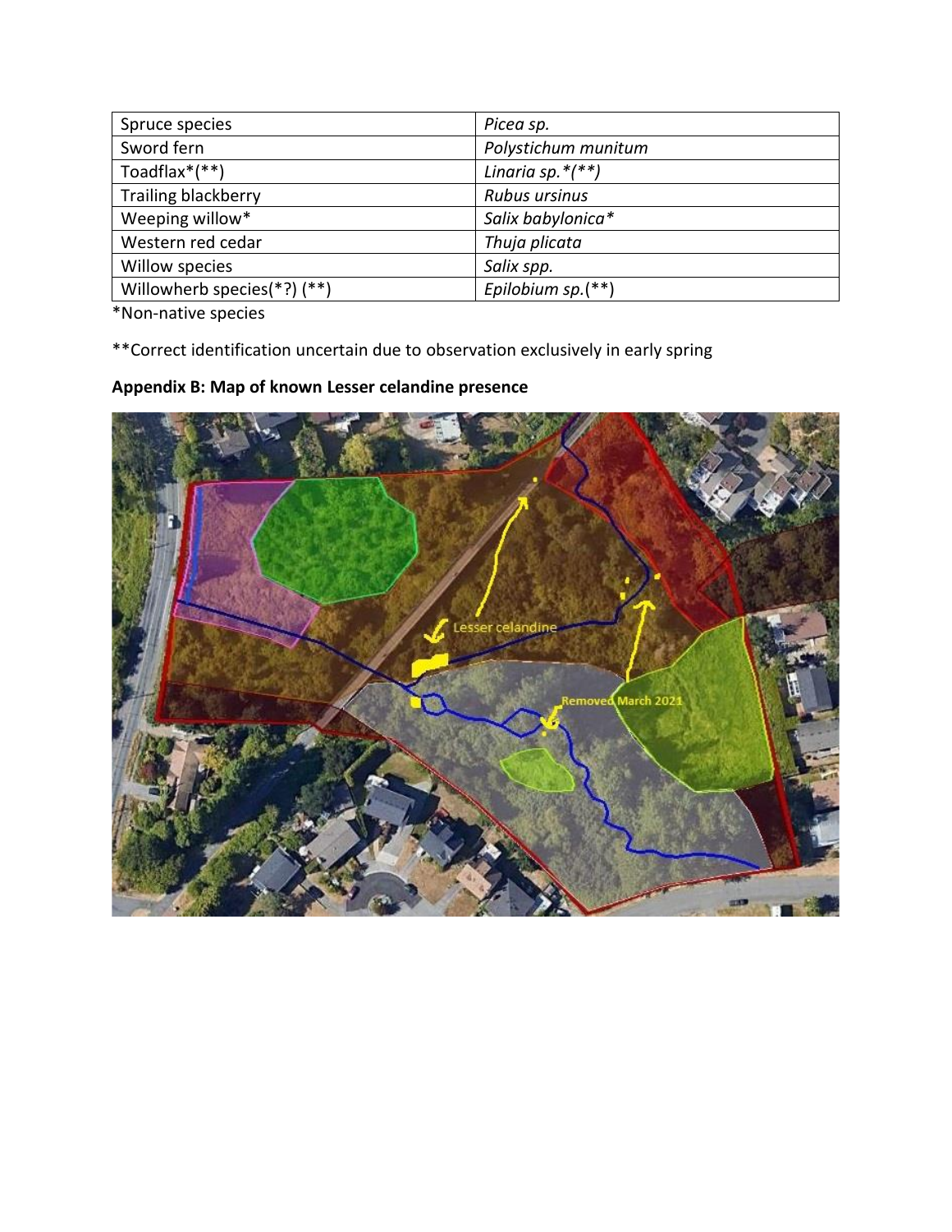| | |
|---|---|
| Spruce species | *Picea sp.* |
| Sword fern | *Polystichum munitum* |
| Toadflax*(**) | *Linaria sp.*(**)* |
| Trailing blackberry | *Rubus ursinus* |
| Weeping willow* | *Salix babylonica** |
| Western red cedar | *Thuja plicata* |
| Willow species | *Salix spp.* |
| Willowherb species(*?) (**) | *Epilobium sp.*(**) |

*Non-native species

**Correct identification uncertain due to observation exclusively in early spring

**Appendix B: Map of known Lesser celandine presence**